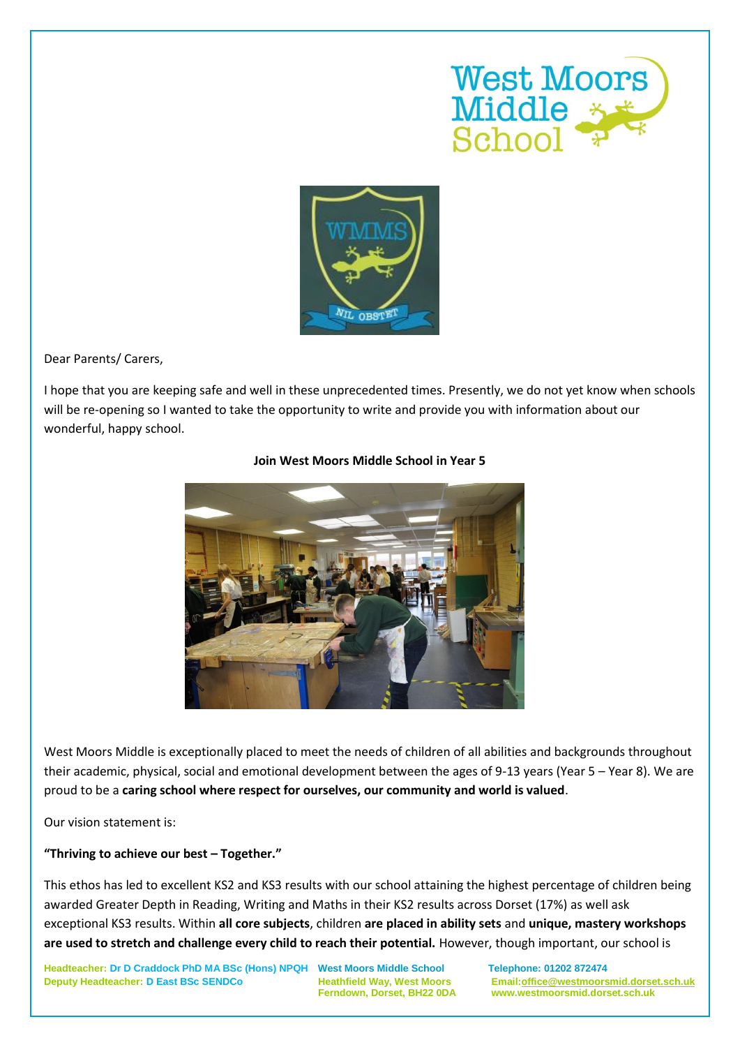Dear Parents/ Carers,

I hope that you are keeping safe and well in these unprecedented times. Presently, we do not yet know when schools will be re-opening so I wanted to take the opportunity to write and provide you with information about our wonderful, happy school.

**Join West Moors Middle School in Year 5**

West Moors Middle is exceptionally placed to meet the needs of children of all abilities and backgrounds throughout their academic, physical, social and emotional development between the ages of 9-13 years (Year 5 – Year 8). We are proud to be a **caring school where respect for ourselves, our community and world is valued**.

Our vision statement is:

**"Thriving to achieve our best – Together."**

This ethos has led to excellent KS2 and KS3 results with our school attaining the highest percentage of children being awarded Greater Depth in Reading, Writing and Maths in their KS2 results across Dorset (17%) as well ask exceptional KS3 results. Within **all core subjects**, children **are placed in ability sets** and **unique, mastery workshops are used to stretch and challenge every child to reach their potential.** However, though important, our school is

Headteacher: Dr D Craddock PhD MA BSc (Hons) NPQH
Deputy Headteacher: D East BSc SENDCo

West Moors Middle School
Heathfield Way, West Moors
Ferndown, Dorset, BH22 0DA

Telephone: 01202 872474
Email:office@westmoorsmid.dorset.sch.uk
www.westmoorsmid.dorset.sch.uk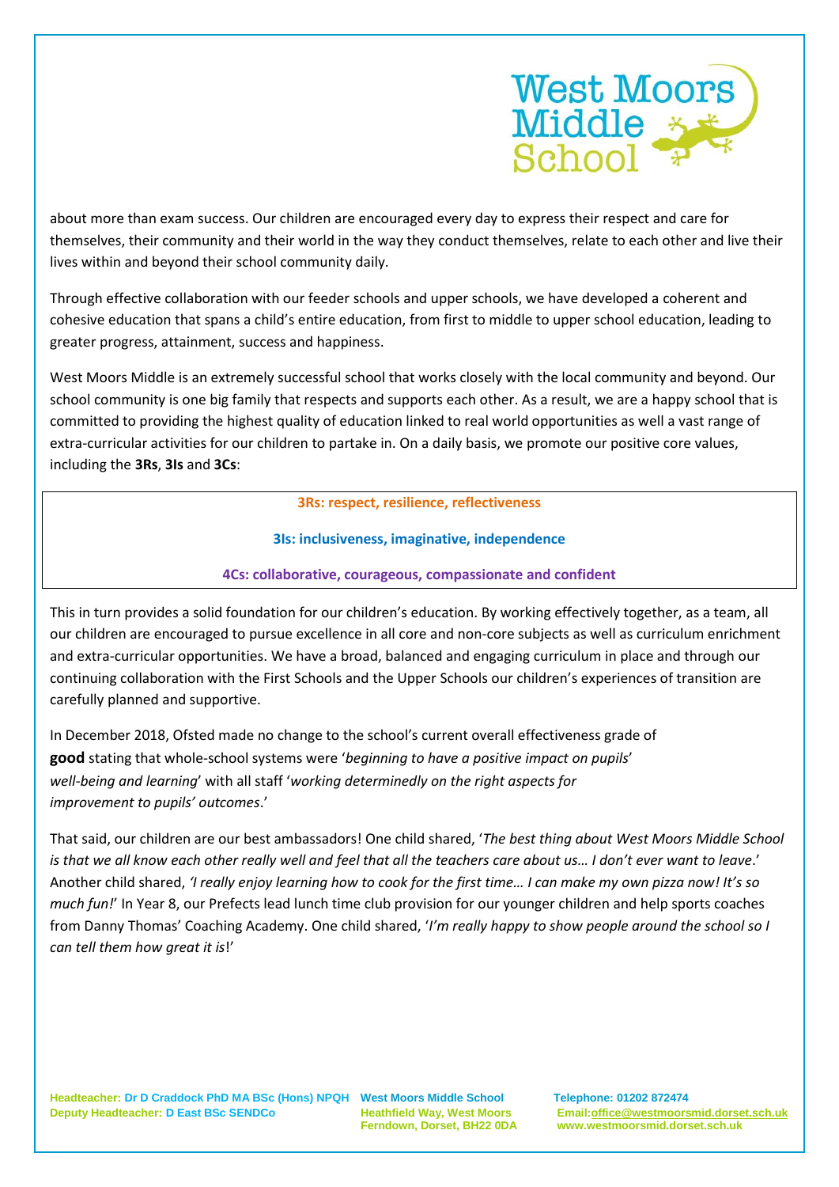about more than exam success. Our children are encouraged every day to express their respect and care for themselves, their community and their world in the way they conduct themselves, relate to each other and live their lives within and beyond their school community daily.

Through effective collaboration with our feeder schools and upper schools, we have developed a coherent and cohesive education that spans a child's entire education, from first to middle to upper school education, leading to greater progress, attainment, success and happiness.

West Moors Middle is an extremely successful school that works closely with the local community and beyond. Our school community is one big family that respects and supports each other. As a result, we are a happy school that is committed to providing the highest quality of education linked to real world opportunities as well a vast range of extra-curricular activities for our children to partake in. On a daily basis, we promote our positive core values, including the **3Rs**, **3Is** and **3Cs**:

**3Rs: respect, resilience, reflectiveness**

**3Is: inclusiveness, imaginative, independence**

**4Cs: collaborative, courageous, compassionate and confident**

This in turn provides a solid foundation for our children's education. By working effectively together, as a team, all our children are encouraged to pursue excellence in all core and non-core subjects as well as curriculum enrichment and extra-curricular opportunities. We have a broad, balanced and engaging curriculum in place and through our continuing collaboration with the First Schools and the Upper Schools our children's experiences of transition are carefully planned and supportive.

In December 2018, Ofsted made no change to the school's current overall effectiveness grade of **good** stating that whole-school systems were '*beginning to have a positive impact on pupils*' *well-being and learning*' with all staff '*working determinedly on the right aspects for improvement to pupils' outcomes*.'

That said, our children are our best ambassadors! One child shared, '*The best thing about West Moors Middle School is that we all know each other really well and feel that all the teachers care about us… I don't ever want to leave*.' Another child shared, *'I really enjoy learning how to cook for the first time… I can make my own pizza now! It's so much fun!*' In Year 8, our Prefects lead lunch time club provision for our younger children and help sports coaches from Danny Thomas' Coaching Academy. One child shared, '*I'm really happy to show people around the school so I can tell them how great it is*!'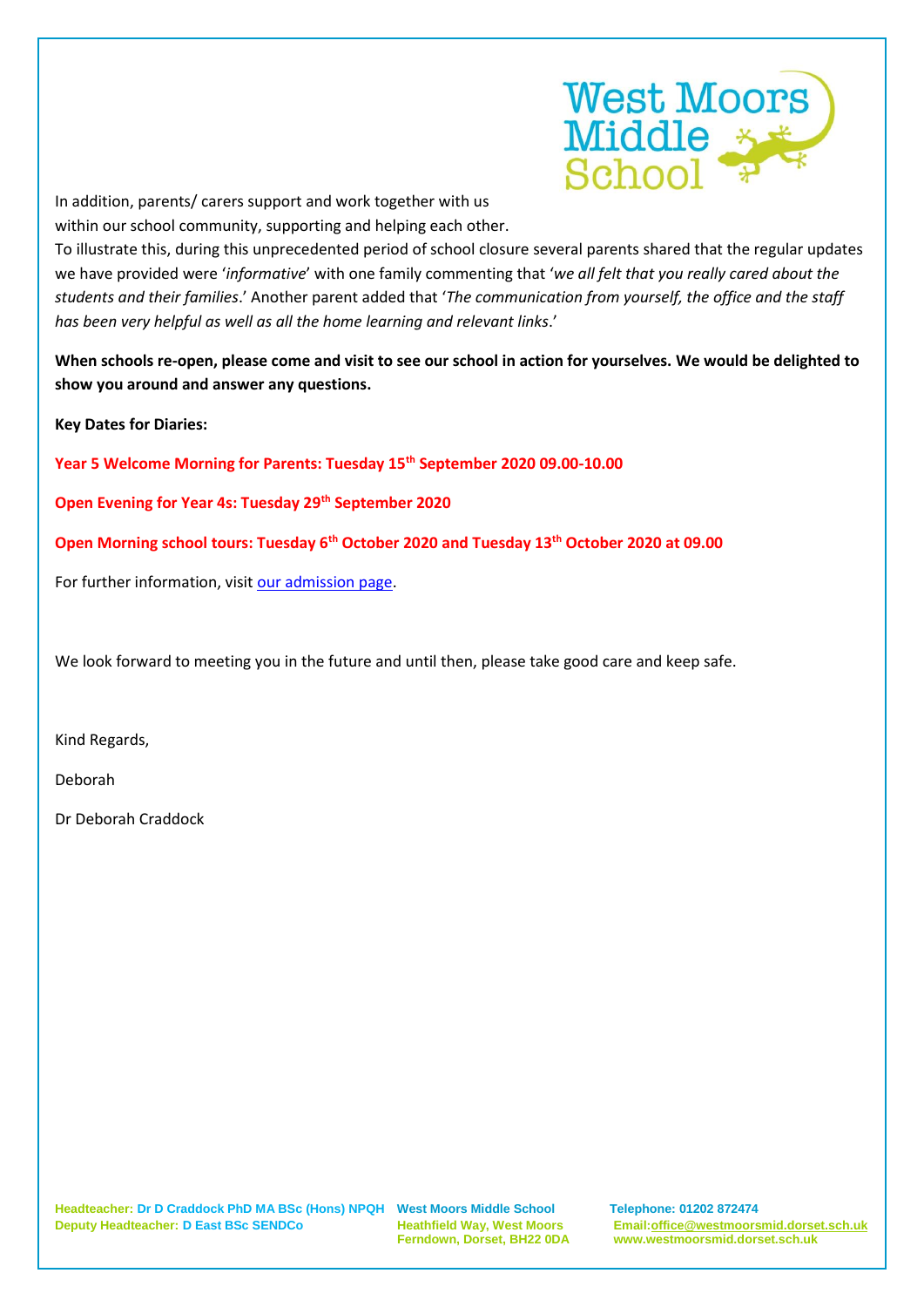In addition, parents/ carers support and work together with us within our school community, supporting and helping each other. To illustrate this, during this unprecedented period of school closure several parents shared that the regular updates we have provided were '*informative*' with one family commenting that '*we all felt that you really cared about the students and their families*.' Another parent added that '*The communication from yourself, the office and the staff has been very helpful as well as all the home learning and relevant links*.'

**When schools re-open, please come and visit to see our school in action for yourselves. We would be delighted to show you around and answer any questions.**

**Key Dates for Diaries:**

**Year 5 Welcome Morning for Parents: Tuesday 15th September 2020 09.00-10.00**

**Open Evening for Year 4s: Tuesday 29th September 2020**

**Open Morning school tours: Tuesday 6th October 2020 and Tuesday 13th October 2020 at 09.00**

For further information, visit [our admission page](our admission page).

We look forward to meeting you in the future and until then, please take good care and keep safe.

Kind Regards,

Deborah

Dr Deborah Craddock